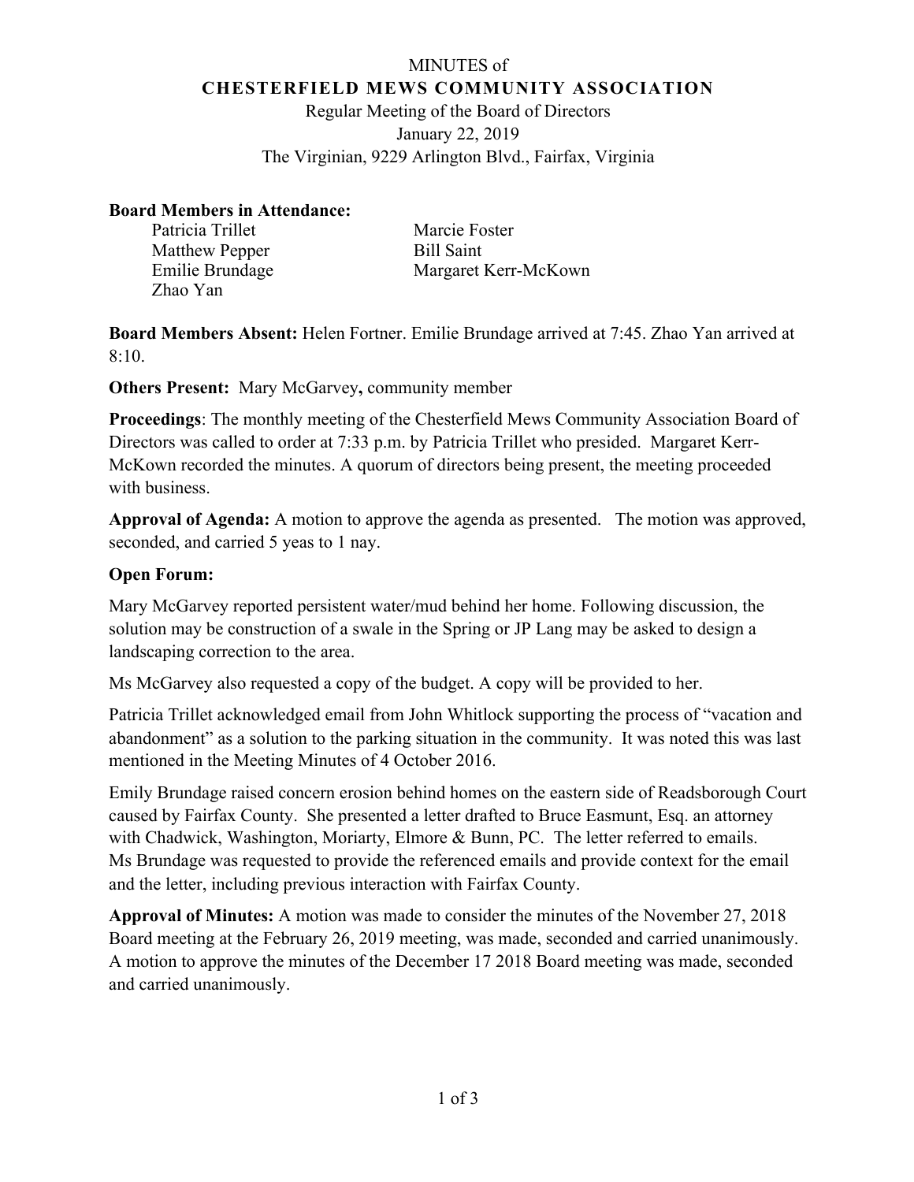MINUTES of

**CHESTERFIELD MEWS COMMUNITY ASSOCIATION**

Regular Meeting of the Board of Directors
January 22, 2019
The Virginian, 9229 Arlington Blvd., Fairfax, Virginia

**Board Members in Attendance:**

Patricia Trillet
Matthew Pepper
Emilie Brundage
Zhao Yan
Marcie Foster
Bill Saint
Margaret Kerr-McKown

**Board Members Absent:** Helen Fortner. Emilie Brundage arrived at 7:45. Zhao Yan arrived at 8:10.

**Others Present:** Mary McGarvey**,** community member

**Proceedings**: The monthly meeting of the Chesterfield Mews Community Association Board of Directors was called to order at 7:33 p.m. by Patricia Trillet who presided. Margaret Kerr-McKown recorded the minutes. A quorum of directors being present, the meeting proceeded with business.

**Approval of Agenda:** A motion to approve the agenda as presented. The motion was approved, seconded, and carried 5 yeas to 1 nay.

**Open Forum:**

Mary McGarvey reported persistent water/mud behind her home. Following discussion, the solution may be construction of a swale in the Spring or JP Lang may be asked to design a landscaping correction to the area.

Ms McGarvey also requested a copy of the budget. A copy will be provided to her.

Patricia Trillet acknowledged email from John Whitlock supporting the process of "vacation and abandonment" as a solution to the parking situation in the community. It was noted this was last mentioned in the Meeting Minutes of 4 October 2016.

Emily Brundage raised concern erosion behind homes on the eastern side of Readsborough Court caused by Fairfax County. She presented a letter drafted to Bruce Easmunt, Esq. an attorney with Chadwick, Washington, Moriarty, Elmore & Bunn, PC. The letter referred to emails. Ms Brundage was requested to provide the referenced emails and provide context for the email and the letter, including previous interaction with Fairfax County.

**Approval of Minutes:** A motion was made to consider the minutes of the November 27, 2018 Board meeting at the February 26, 2019 meeting, was made, seconded and carried unanimously. A motion to approve the minutes of the December 17 2018 Board meeting was made, seconded and carried unanimously.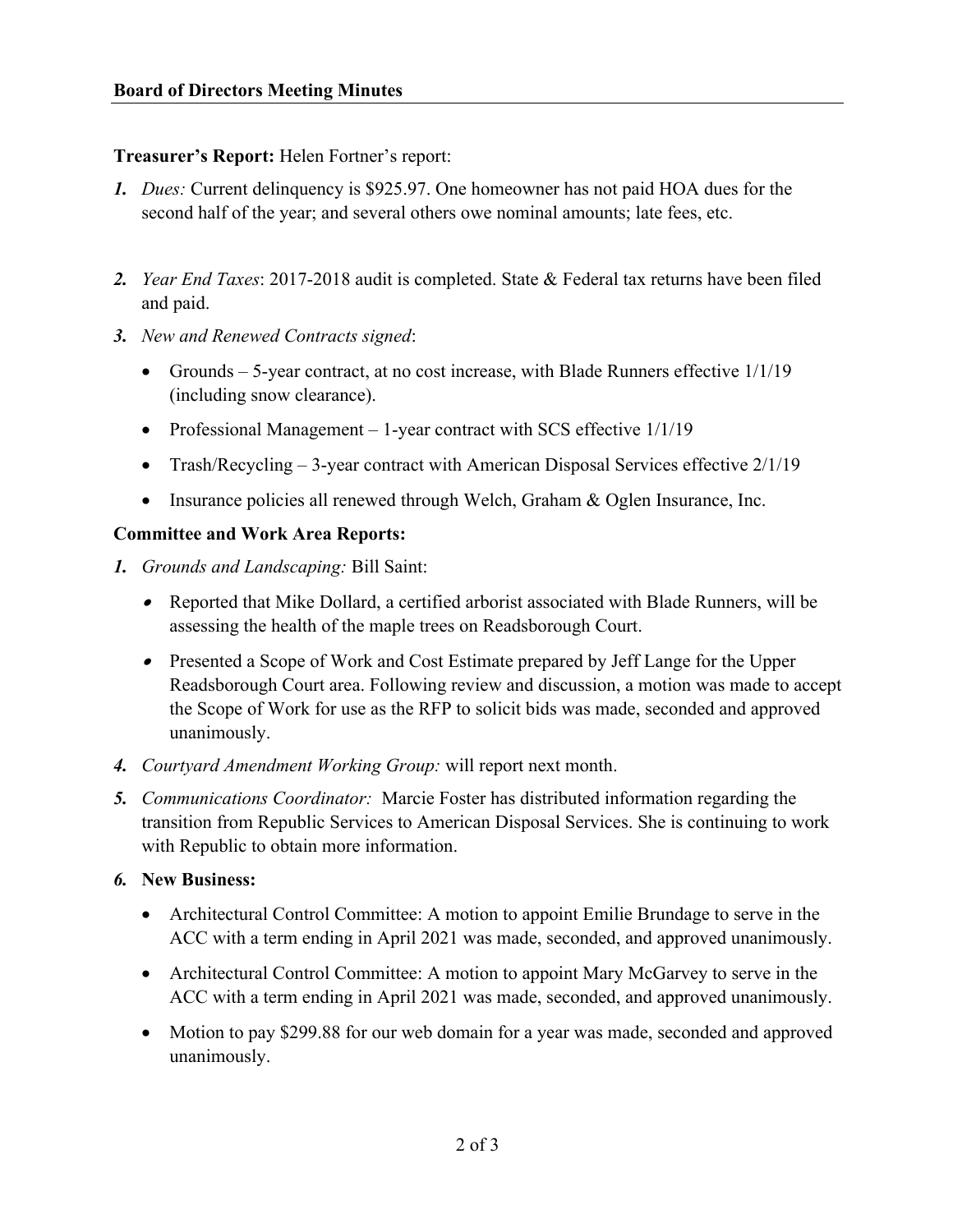**Board of Directors Meeting Minutes**

**Treasurer's Report:** Helen Fortner's report:

1. *Dues:* Current delinquency is $925.97. One homeowner has not paid HOA dues for the second half of the year; and several others owe nominal amounts; late fees, etc.

2. *Year End Taxes*: 2017-2018 audit is completed. State & Federal tax returns have been filed and paid.

3. *New and Renewed Contracts signed*:
   - Grounds – 5-year contract, at no cost increase, with Blade Runners effective 1/1/19 (including snow clearance).
   - Professional Management – 1-year contract with SCS effective 1/1/19
   - Trash/Recycling – 3-year contract with American Disposal Services effective 2/1/19
   - Insurance policies all renewed through Welch, Graham & Oglen Insurance, Inc.

**Committee and Work Area Reports:**

1. *Grounds and Landscaping:* Bill Saint:
   - Reported that Mike Dollard, a certified arborist associated with Blade Runners, will be assessing the health of the maple trees on Readsborough Court.
   - Presented a Scope of Work and Cost Estimate prepared by Jeff Lange for the Upper Readsborough Court area. Following review and discussion, a motion was made to accept the Scope of Work for use as the RFP to solicit bids was made, seconded and approved unanimously.

4. *Courtyard Amendment Working Group:* will report next month.

5. *Communications Coordinator:* Marcie Foster has distributed information regarding the transition from Republic Services to American Disposal Services. She is continuing to work with Republic to obtain more information.

6. **New Business:**
   - Architectural Control Committee: A motion to appoint Emilie Brundage to serve in the ACC with a term ending in April 2021 was made, seconded, and approved unanimously.
   - Architectural Control Committee: A motion to appoint Mary McGarvey to serve in the ACC with a term ending in April 2021 was made, seconded, and approved unanimously.
   - Motion to pay $299.88 for our web domain for a year was made, seconded and approved unanimously.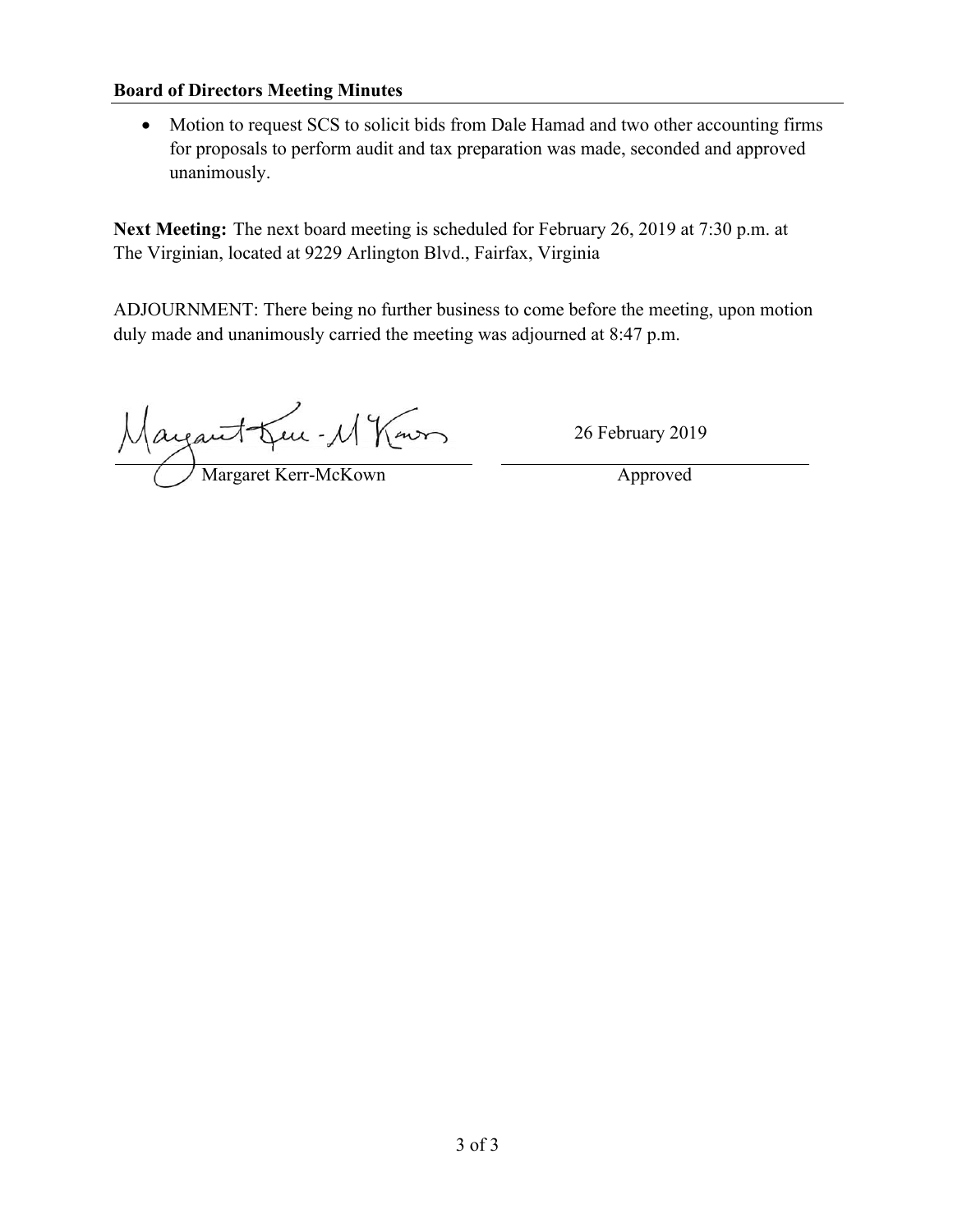**Board of Directors Meeting Minutes**

- Motion to request SCS to solicit bids from Dale Hamad and two other accounting firms for proposals to perform audit and tax preparation was made, seconded and approved unanimously.

**Next Meeting:** The next board meeting is scheduled for February 26, 2019 at 7:30 p.m. at The Virginian, located at 9229 Arlington Blvd., Fairfax, Virginia

ADJOURNMENT: There being no further business to come before the meeting, upon motion duly made and unanimously carried the meeting was adjourned at 8:47 p.m.

Margaret Kerr-McKown

26 February 2019

Approved